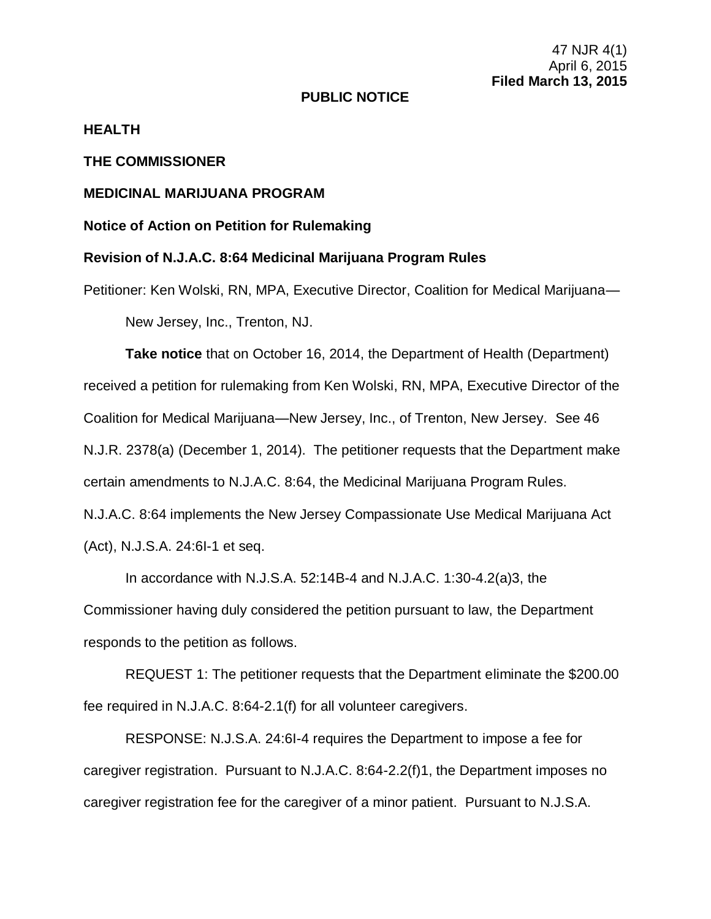47 NJR 4(1)
April 6, 2015
**Filed March 13, 2015**

**PUBLIC NOTICE**

**HEALTH**

**THE COMMISSIONER**

**MEDICINAL MARIJUANA PROGRAM**

**Notice of Action on Petition for Rulemaking**

**Revision of N.J.A.C. 8:64 Medicinal Marijuana Program Rules**

Petitioner: Ken Wolski, RN, MPA, Executive Director, Coalition for Medical Marijuana—New Jersey, Inc., Trenton, NJ.

**Take notice** that on October 16, 2014, the Department of Health (Department) received a petition for rulemaking from Ken Wolski, RN, MPA, Executive Director of the Coalition for Medical Marijuana—New Jersey, Inc., of Trenton, New Jersey. See 46 N.J.R. 2378(a) (December 1, 2014). The petitioner requests that the Department make certain amendments to N.J.A.C. 8:64, the Medicinal Marijuana Program Rules. N.J.A.C. 8:64 implements the New Jersey Compassionate Use Medical Marijuana Act (Act), N.J.S.A. 24:6I-1 et seq.

In accordance with N.J.S.A. 52:14B-4 and N.J.A.C. 1:30-4.2(a)3, the Commissioner having duly considered the petition pursuant to law, the Department responds to the petition as follows.

REQUEST 1: The petitioner requests that the Department eliminate the $200.00 fee required in N.J.A.C. 8:64-2.1(f) for all volunteer caregivers.

RESPONSE: N.J.S.A. 24:6I-4 requires the Department to impose a fee for caregiver registration. Pursuant to N.J.A.C. 8:64-2.2(f)1, the Department imposes no caregiver registration fee for the caregiver of a minor patient. Pursuant to N.J.S.A.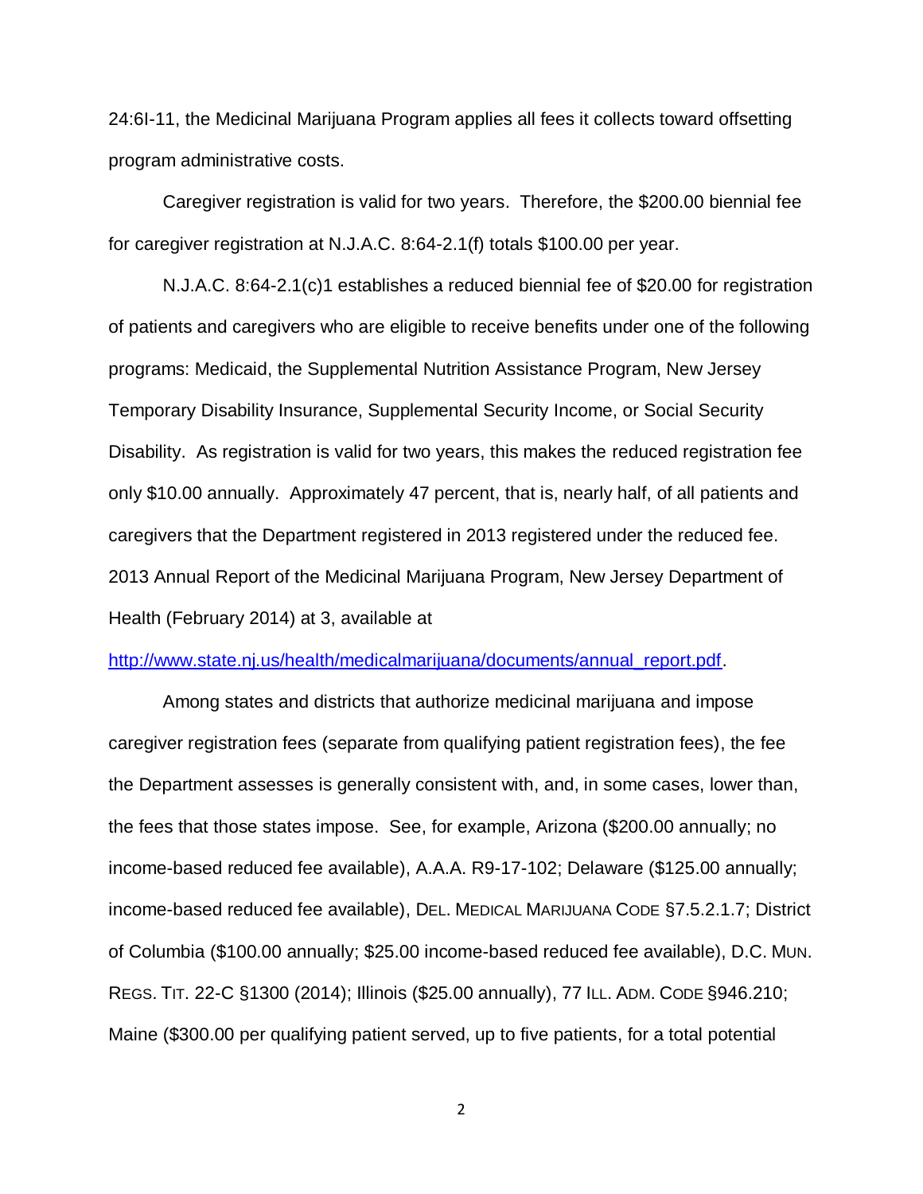24:6I-11, the Medicinal Marijuana Program applies all fees it collects toward offsetting program administrative costs.

Caregiver registration is valid for two years. Therefore, the $200.00 biennial fee for caregiver registration at N.J.A.C. 8:64-2.1(f) totals $100.00 per year.

N.J.A.C. 8:64-2.1(c)1 establishes a reduced biennial fee of $20.00 for registration of patients and caregivers who are eligible to receive benefits under one of the following programs: Medicaid, the Supplemental Nutrition Assistance Program, New Jersey Temporary Disability Insurance, Supplemental Security Income, or Social Security Disability. As registration is valid for two years, this makes the reduced registration fee only $10.00 annually. Approximately 47 percent, that is, nearly half, of all patients and caregivers that the Department registered in 2013 registered under the reduced fee. 2013 Annual Report of the Medicinal Marijuana Program, New Jersey Department of Health (February 2014) at 3, available at [http://www.state.nj.us/health/medicalmarijuana/documents/annual_report.pdf](http://www.state.nj.us/health/medicalmarijuana/documents/annual_report.pdf).

Among states and districts that authorize medicinal marijuana and impose caregiver registration fees (separate from qualifying patient registration fees), the fee the Department assesses is generally consistent with, and, in some cases, lower than, the fees that those states impose. See, for example, Arizona ($200.00 annually; no income-based reduced fee available), A.A.A. R9-17-102; Delaware ($125.00 annually; income-based reduced fee available), DEL. MEDICAL MARIJUANA CODE §7.5.2.1.7; District of Columbia ($100.00 annually; $25.00 income-based reduced fee available), D.C. MUN. REGS. TIT. 22-C §1300 (2014); Illinois ($25.00 annually), 77 ILL. ADM. CODE §946.210; Maine ($300.00 per qualifying patient served, up to five patients, for a total potential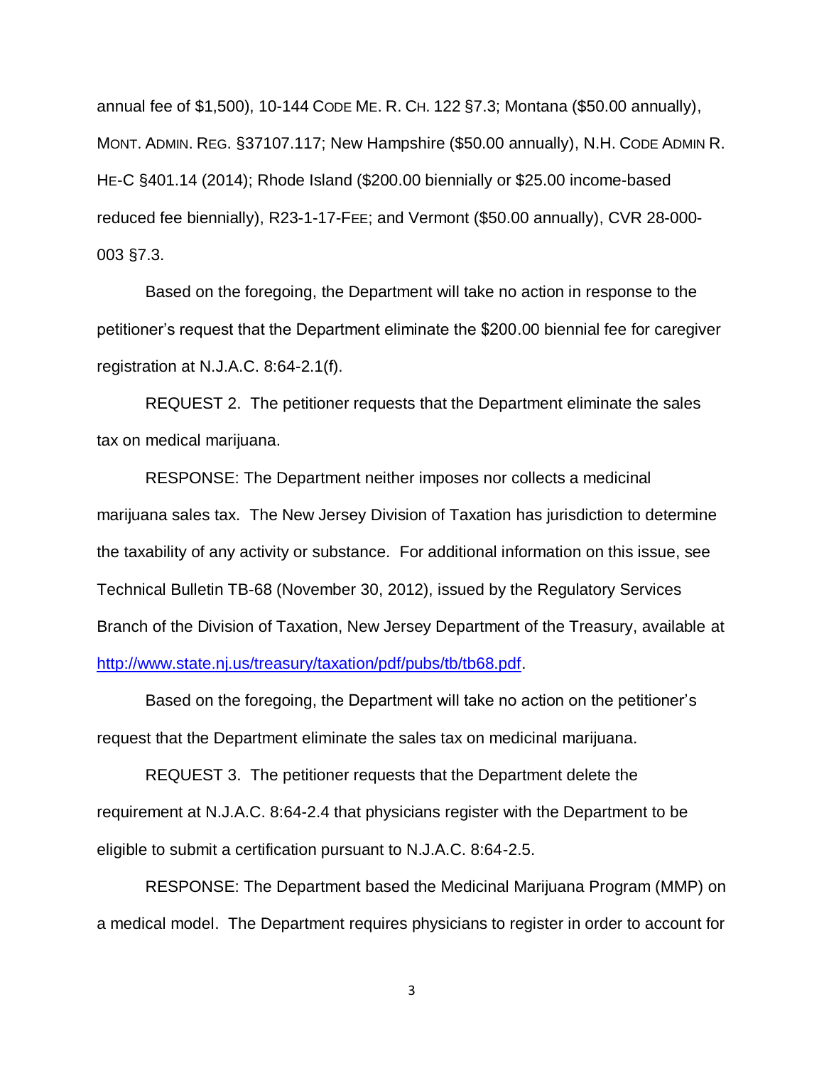annual fee of $1,500), 10-144 CODE ME. R. CH. 122 §7.3; Montana ($50.00 annually), MONT. ADMIN. REG. §37107.117; New Hampshire ($50.00 annually), N.H. CODE ADMIN R. HE-C §401.14 (2014); Rhode Island ($200.00 biennially or $25.00 income-based reduced fee biennially), R23-1-17-FEE; and Vermont ($50.00 annually), CVR 28-000-003 §7.3.

Based on the foregoing, the Department will take no action in response to the petitioner's request that the Department eliminate the $200.00 biennial fee for caregiver registration at N.J.A.C. 8:64-2.1(f).

REQUEST 2. The petitioner requests that the Department eliminate the sales tax on medical marijuana.

RESPONSE: The Department neither imposes nor collects a medicinal marijuana sales tax. The New Jersey Division of Taxation has jurisdiction to determine the taxability of any activity or substance. For additional information on this issue, see Technical Bulletin TB-68 (November 30, 2012), issued by the Regulatory Services Branch of the Division of Taxation, New Jersey Department of the Treasury, available at [http://www.state.nj.us/treasury/taxation/pdf/pubs/tb/tb68.pdf](http://www.state.nj.us/treasury/taxation/pdf/pubs/tb/tb68.pdf).

Based on the foregoing, the Department will take no action on the petitioner's request that the Department eliminate the sales tax on medicinal marijuana.

REQUEST 3. The petitioner requests that the Department delete the requirement at N.J.A.C. 8:64-2.4 that physicians register with the Department to be eligible to submit a certification pursuant to N.J.A.C. 8:64-2.5.

RESPONSE: The Department based the Medicinal Marijuana Program (MMP) on a medical model. The Department requires physicians to register in order to account for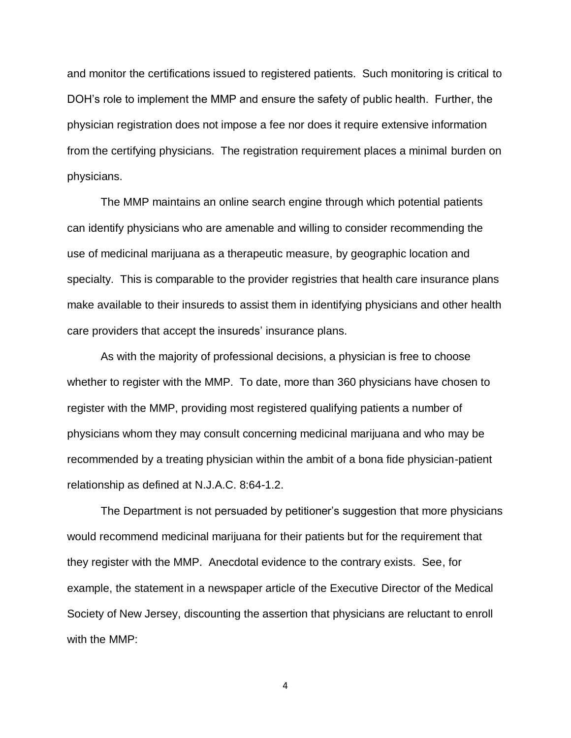and monitor the certifications issued to registered patients. Such monitoring is critical to DOH's role to implement the MMP and ensure the safety of public health. Further, the physician registration does not impose a fee nor does it require extensive information from the certifying physicians. The registration requirement places a minimal burden on physicians.

The MMP maintains an online search engine through which potential patients can identify physicians who are amenable and willing to consider recommending the use of medicinal marijuana as a therapeutic measure, by geographic location and specialty. This is comparable to the provider registries that health care insurance plans make available to their insureds to assist them in identifying physicians and other health care providers that accept the insureds' insurance plans.

As with the majority of professional decisions, a physician is free to choose whether to register with the MMP. To date, more than 360 physicians have chosen to register with the MMP, providing most registered qualifying patients a number of physicians whom they may consult concerning medicinal marijuana and who may be recommended by a treating physician within the ambit of a bona fide physician-patient relationship as defined at N.J.A.C. 8:64-1.2.

The Department is not persuaded by petitioner's suggestion that more physicians would recommend medicinal marijuana for their patients but for the requirement that they register with the MMP. Anecdotal evidence to the contrary exists. See, for example, the statement in a newspaper article of the Executive Director of the Medical Society of New Jersey, discounting the assertion that physicians are reluctant to enroll with the MMP: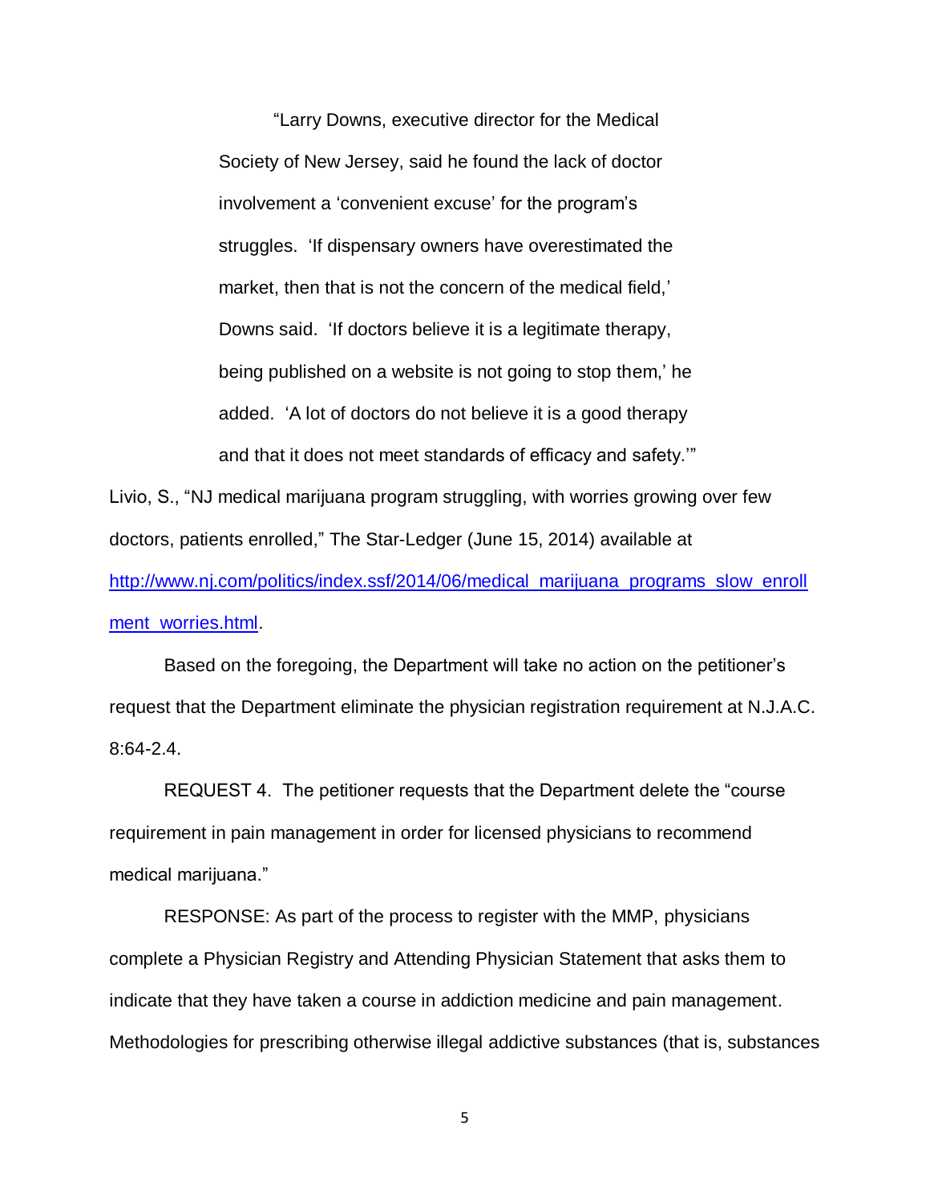> "Larry Downs, executive director for the Medical Society of New Jersey, said he found the lack of doctor involvement a 'convenient excuse' for the program's struggles. 'If dispensary owners have overestimated the market, then that is not the concern of the medical field,' Downs said. 'If doctors believe it is a legitimate therapy, being published on a website is not going to stop them,' he added. 'A lot of doctors do not believe it is a good therapy and that it does not meet standards of efficacy and safety.'"

Livio, S., "NJ medical marijuana program struggling, with worries growing over few doctors, patients enrolled," The Star-Ledger (June 15, 2014) available at [http://www.nj.com/politics/index.ssf/2014/06/medical_marijuana_programs_slow_enrollment_worries.html](http://www.nj.com/politics/index.ssf/2014/06/medical_marijuana_programs_slow_enrollment_worries.html).

Based on the foregoing, the Department will take no action on the petitioner's request that the Department eliminate the physician registration requirement at N.J.A.C. 8:64-2.4.

REQUEST 4. The petitioner requests that the Department delete the "course requirement in pain management in order for licensed physicians to recommend medical marijuana."

RESPONSE: As part of the process to register with the MMP, physicians complete a Physician Registry and Attending Physician Statement that asks them to indicate that they have taken a course in addiction medicine and pain management. Methodologies for prescribing otherwise illegal addictive substances (that is, substances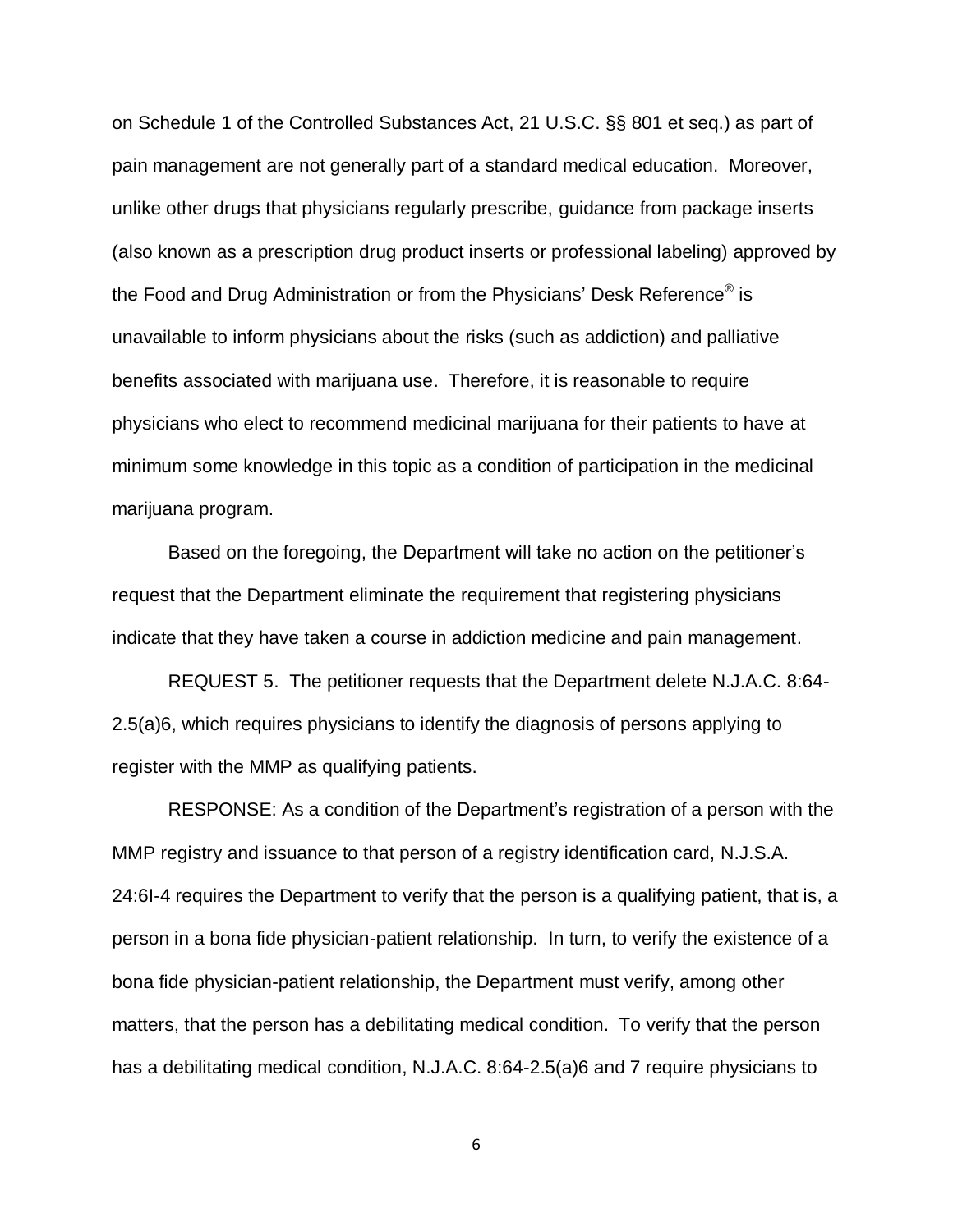on Schedule 1 of the Controlled Substances Act, 21 U.S.C. §§ 801 et seq.) as part of pain management are not generally part of a standard medical education. Moreover, unlike other drugs that physicians regularly prescribe, guidance from package inserts (also known as a prescription drug product inserts or professional labeling) approved by the Food and Drug Administration or from the Physicians' Desk Reference® is unavailable to inform physicians about the risks (such as addiction) and palliative benefits associated with marijuana use. Therefore, it is reasonable to require physicians who elect to recommend medicinal marijuana for their patients to have at minimum some knowledge in this topic as a condition of participation in the medicinal marijuana program.

Based on the foregoing, the Department will take no action on the petitioner's request that the Department eliminate the requirement that registering physicians indicate that they have taken a course in addiction medicine and pain management.

REQUEST 5. The petitioner requests that the Department delete N.J.A.C. 8:64-2.5(a)6, which requires physicians to identify the diagnosis of persons applying to register with the MMP as qualifying patients.

RESPONSE: As a condition of the Department's registration of a person with the MMP registry and issuance to that person of a registry identification card, N.J.S.A. 24:6I-4 requires the Department to verify that the person is a qualifying patient, that is, a person in a bona fide physician-patient relationship. In turn, to verify the existence of a bona fide physician-patient relationship, the Department must verify, among other matters, that the person has a debilitating medical condition. To verify that the person has a debilitating medical condition, N.J.A.C. 8:64-2.5(a)6 and 7 require physicians to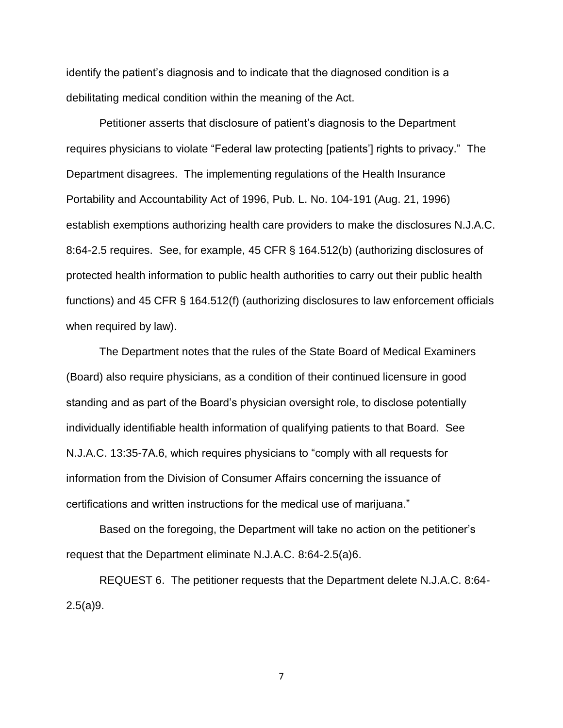identify the patient's diagnosis and to indicate that the diagnosed condition is a debilitating medical condition within the meaning of the Act.

Petitioner asserts that disclosure of patient's diagnosis to the Department requires physicians to violate "Federal law protecting [patients'] rights to privacy." The Department disagrees. The implementing regulations of the Health Insurance Portability and Accountability Act of 1996, Pub. L. No. 104-191 (Aug. 21, 1996) establish exemptions authorizing health care providers to make the disclosures N.J.A.C. 8:64-2.5 requires. See, for example, 45 CFR § 164.512(b) (authorizing disclosures of protected health information to public health authorities to carry out their public health functions) and 45 CFR § 164.512(f) (authorizing disclosures to law enforcement officials when required by law).

The Department notes that the rules of the State Board of Medical Examiners (Board) also require physicians, as a condition of their continued licensure in good standing and as part of the Board's physician oversight role, to disclose potentially individually identifiable health information of qualifying patients to that Board. See N.J.A.C. 13:35-7A.6, which requires physicians to "comply with all requests for information from the Division of Consumer Affairs concerning the issuance of certifications and written instructions for the medical use of marijuana."

Based on the foregoing, the Department will take no action on the petitioner's request that the Department eliminate N.J.A.C. 8:64-2.5(a)6.

REQUEST 6. The petitioner requests that the Department delete N.J.A.C. 8:64-2.5(a)9.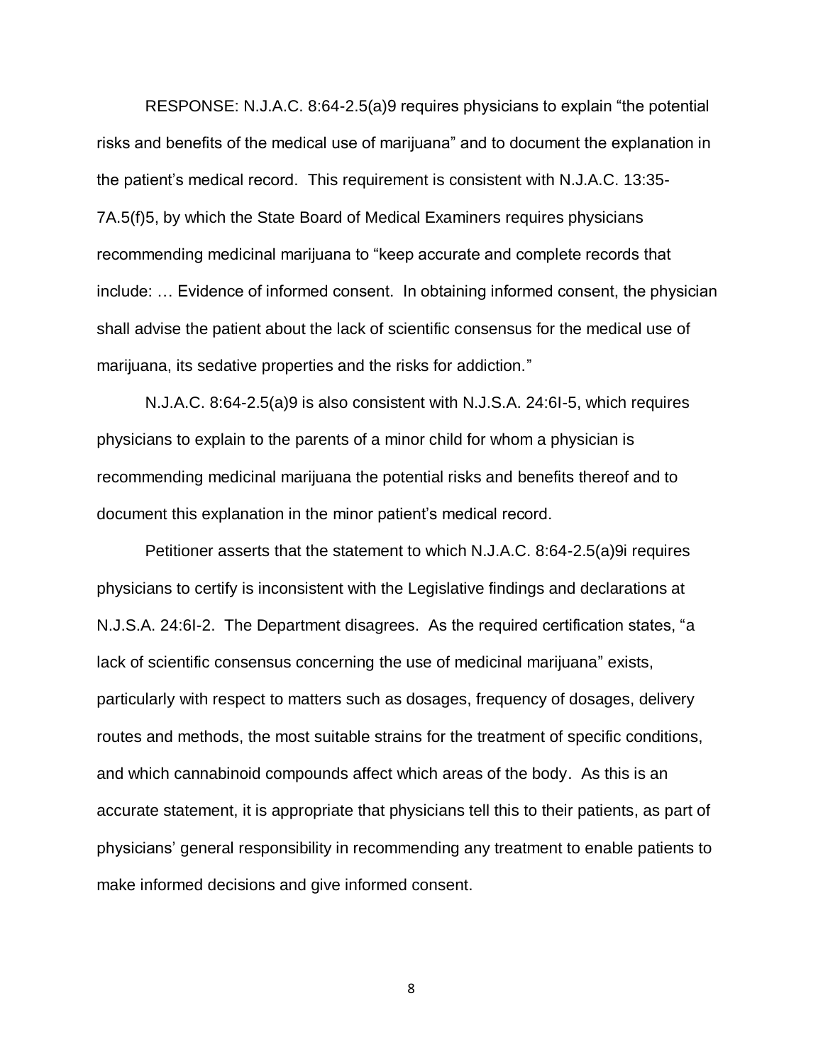RESPONSE: N.J.A.C. 8:64-2.5(a)9 requires physicians to explain "the potential risks and benefits of the medical use of marijuana" and to document the explanation in the patient's medical record. This requirement is consistent with N.J.A.C. 13:35-7A.5(f)5, by which the State Board of Medical Examiners requires physicians recommending medicinal marijuana to "keep accurate and complete records that include: … Evidence of informed consent. In obtaining informed consent, the physician shall advise the patient about the lack of scientific consensus for the medical use of marijuana, its sedative properties and the risks for addiction."

N.J.A.C. 8:64-2.5(a)9 is also consistent with N.J.S.A. 24:6I-5, which requires physicians to explain to the parents of a minor child for whom a physician is recommending medicinal marijuana the potential risks and benefits thereof and to document this explanation in the minor patient's medical record.

Petitioner asserts that the statement to which N.J.A.C. 8:64-2.5(a)9i requires physicians to certify is inconsistent with the Legislative findings and declarations at N.J.S.A. 24:6I-2. The Department disagrees. As the required certification states, "a lack of scientific consensus concerning the use of medicinal marijuana" exists, particularly with respect to matters such as dosages, frequency of dosages, delivery routes and methods, the most suitable strains for the treatment of specific conditions, and which cannabinoid compounds affect which areas of the body. As this is an accurate statement, it is appropriate that physicians tell this to their patients, as part of physicians' general responsibility in recommending any treatment to enable patients to make informed decisions and give informed consent.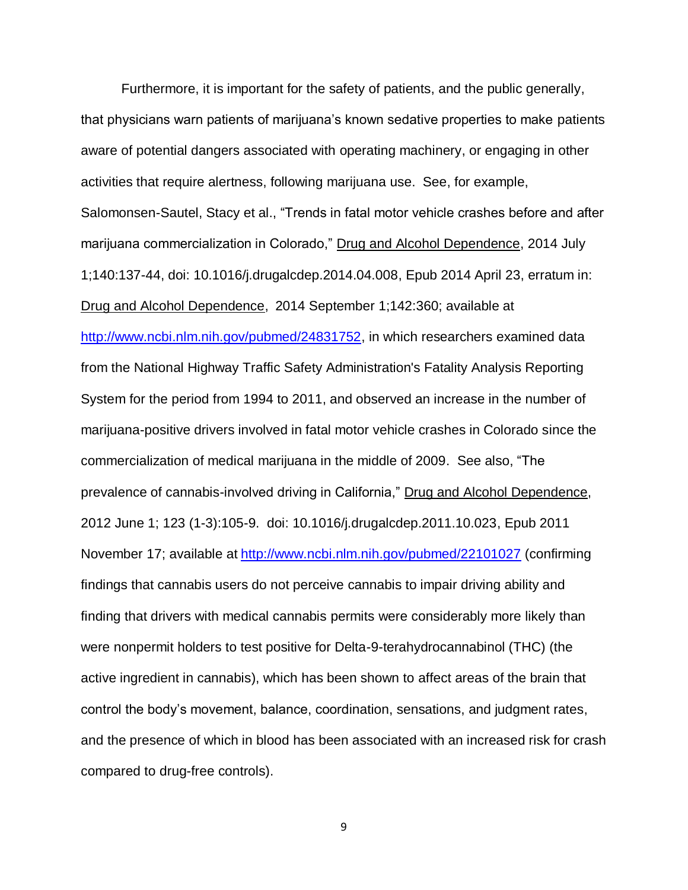Furthermore, it is important for the safety of patients, and the public generally, that physicians warn patients of marijuana's known sedative properties to make patients aware of potential dangers associated with operating machinery, or engaging in other activities that require alertness, following marijuana use. See, for example, Salomonsen-Sautel, Stacy et al., "Trends in fatal motor vehicle crashes before and after marijuana commercialization in Colorado," <u>Drug and Alcohol Dependence</u>, 2014 July 1;140:137-44, doi: 10.1016/j.drugalcdep.2014.04.008, Epub 2014 April 23, erratum in: <u>Drug and Alcohol Dependence</u>, 2014 September 1;142:360; available at http://www.ncbi.nlm.nih.gov/pubmed/24831752, in which researchers examined data from the National Highway Traffic Safety Administration's Fatality Analysis Reporting System for the period from 1994 to 2011, and observed an increase in the number of marijuana-positive drivers involved in fatal motor vehicle crashes in Colorado since the commercialization of medical marijuana in the middle of 2009. See also, "The prevalence of cannabis-involved driving in California," <u>Drug and Alcohol Dependence</u>, 2012 June 1; 123 (1-3):105-9. doi: 10.1016/j.drugalcdep.2011.10.023, Epub 2011 November 17; available at http://www.ncbi.nlm.nih.gov/pubmed/22101027 (confirming findings that cannabis users do not perceive cannabis to impair driving ability and finding that drivers with medical cannabis permits were considerably more likely than were nonpermit holders to test positive for Delta-9-terahydrocannabinol (THC) (the active ingredient in cannabis), which has been shown to affect areas of the brain that control the body's movement, balance, coordination, sensations, and judgment rates, and the presence of which in blood has been associated with an increased risk for crash compared to drug-free controls).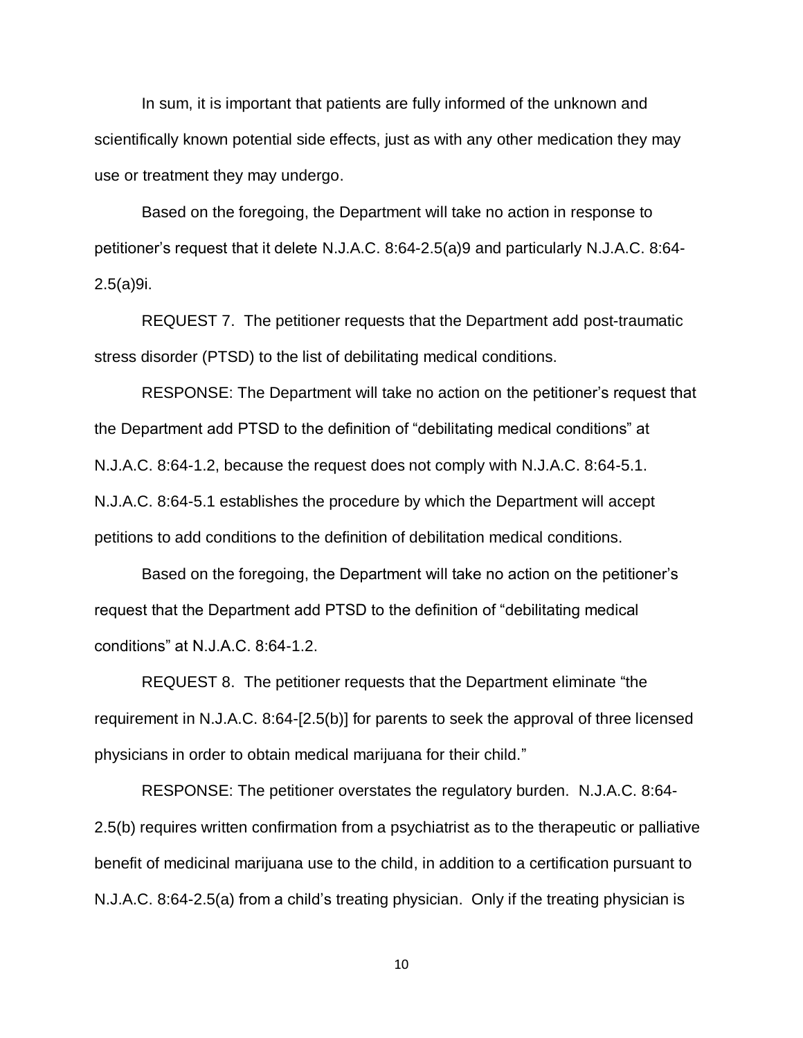In sum, it is important that patients are fully informed of the unknown and scientifically known potential side effects, just as with any other medication they may use or treatment they may undergo.

Based on the foregoing, the Department will take no action in response to petitioner's request that it delete N.J.A.C. 8:64-2.5(a)9 and particularly N.J.A.C. 8:64-2.5(a)9i.

REQUEST 7. The petitioner requests that the Department add post-traumatic stress disorder (PTSD) to the list of debilitating medical conditions.

RESPONSE: The Department will take no action on the petitioner's request that the Department add PTSD to the definition of "debilitating medical conditions" at N.J.A.C. 8:64-1.2, because the request does not comply with N.J.A.C. 8:64-5.1. N.J.A.C. 8:64-5.1 establishes the procedure by which the Department will accept petitions to add conditions to the definition of debilitation medical conditions.

Based on the foregoing, the Department will take no action on the petitioner's request that the Department add PTSD to the definition of "debilitating medical conditions" at N.J.A.C. 8:64-1.2.

REQUEST 8. The petitioner requests that the Department eliminate "the requirement in N.J.A.C. 8:64-[2.5(b)] for parents to seek the approval of three licensed physicians in order to obtain medical marijuana for their child."

RESPONSE: The petitioner overstates the regulatory burden. N.J.A.C. 8:64-2.5(b) requires written confirmation from a psychiatrist as to the therapeutic or palliative benefit of medicinal marijuana use to the child, in addition to a certification pursuant to N.J.A.C. 8:64-2.5(a) from a child's treating physician. Only if the treating physician is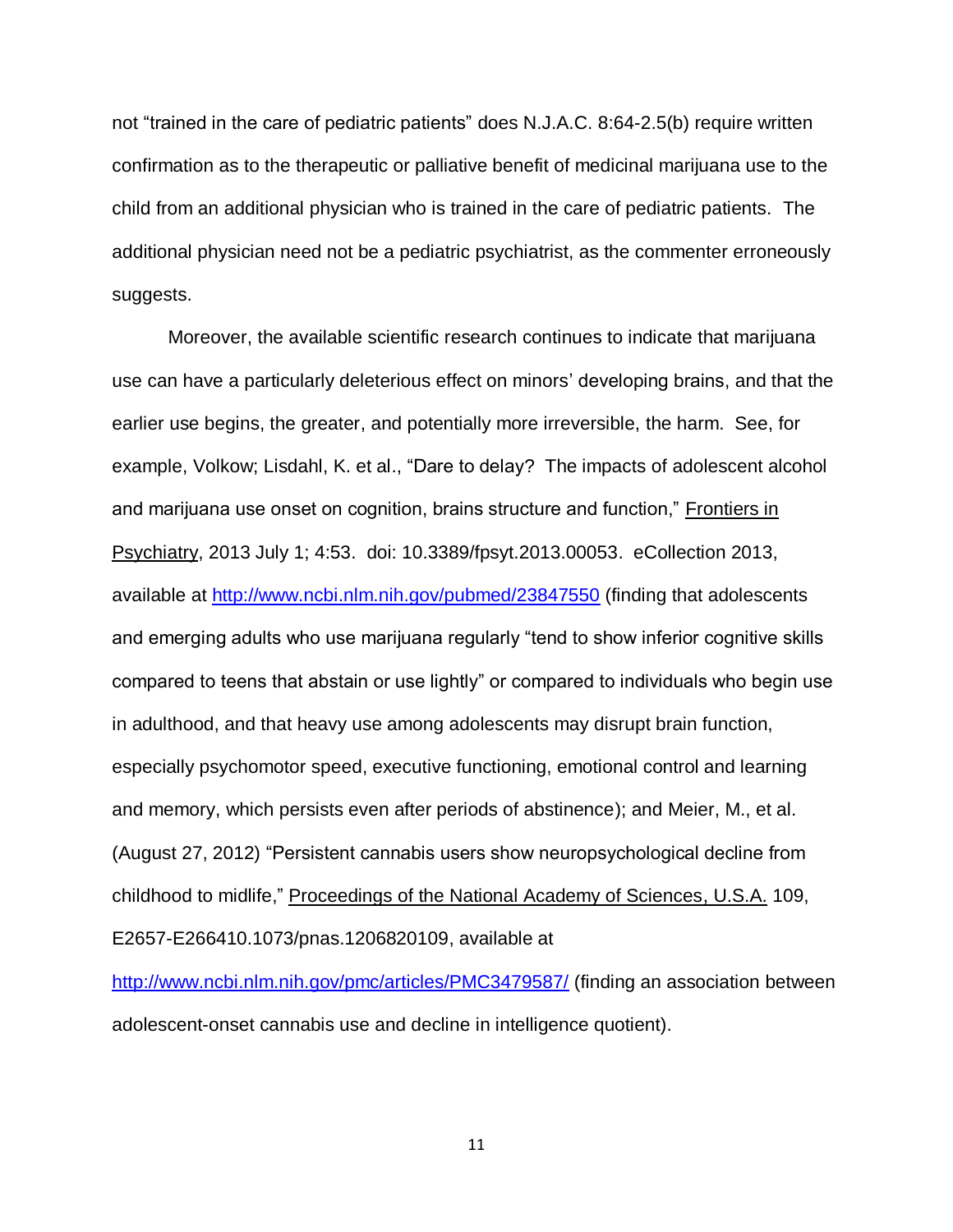not "trained in the care of pediatric patients" does N.J.A.C. 8:64-2.5(b) require written confirmation as to the therapeutic or palliative benefit of medicinal marijuana use to the child from an additional physician who is trained in the care of pediatric patients. The additional physician need not be a pediatric psychiatrist, as the commenter erroneously suggests.

Moreover, the available scientific research continues to indicate that marijuana use can have a particularly deleterious effect on minors' developing brains, and that the earlier use begins, the greater, and potentially more irreversible, the harm. See, for example, Volkow; Lisdahl, K. et al., "Dare to delay? The impacts of adolescent alcohol and marijuana use onset on cognition, brains structure and function," Frontiers in Psychiatry, 2013 July 1; 4:53. doi: 10.3389/fpsyt.2013.00053. eCollection 2013, available at http://www.ncbi.nlm.nih.gov/pubmed/23847550 (finding that adolescents and emerging adults who use marijuana regularly "tend to show inferior cognitive skills compared to teens that abstain or use lightly" or compared to individuals who begin use in adulthood, and that heavy use among adolescents may disrupt brain function, especially psychomotor speed, executive functioning, emotional control and learning and memory, which persists even after periods of abstinence); and Meier, M., et al. (August 27, 2012) "Persistent cannabis users show neuropsychological decline from childhood to midlife," Proceedings of the National Academy of Sciences, U.S.A. 109, E2657-E266410.1073/pnas.1206820109, available at http://www.ncbi.nlm.nih.gov/pmc/articles/PMC3479587/ (finding an association between adolescent-onset cannabis use and decline in intelligence quotient).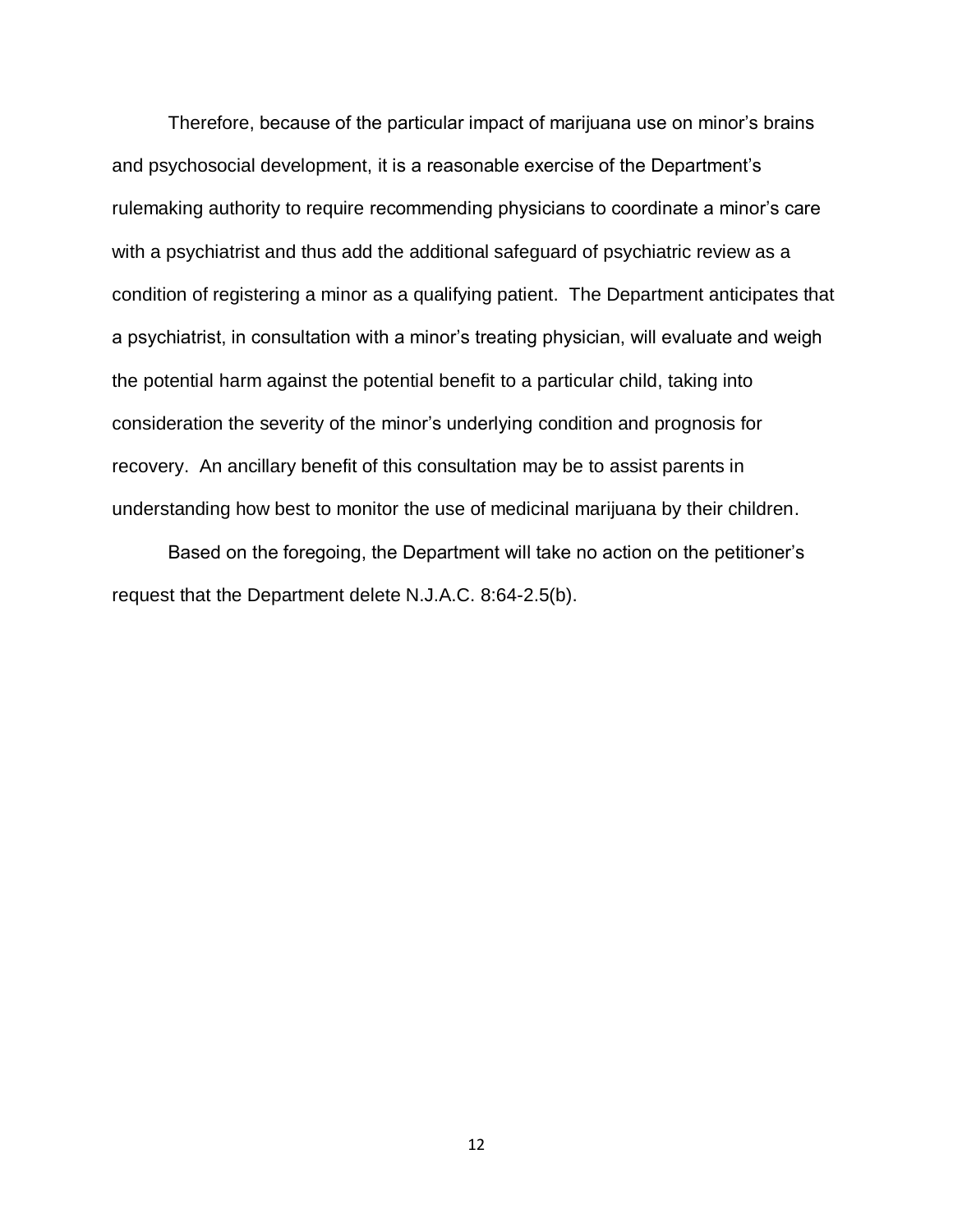Therefore, because of the particular impact of marijuana use on minor's brains and psychosocial development, it is a reasonable exercise of the Department's rulemaking authority to require recommending physicians to coordinate a minor's care with a psychiatrist and thus add the additional safeguard of psychiatric review as a condition of registering a minor as a qualifying patient. The Department anticipates that a psychiatrist, in consultation with a minor's treating physician, will evaluate and weigh the potential harm against the potential benefit to a particular child, taking into consideration the severity of the minor's underlying condition and prognosis for recovery. An ancillary benefit of this consultation may be to assist parents in understanding how best to monitor the use of medicinal marijuana by their children.

Based on the foregoing, the Department will take no action on the petitioner's request that the Department delete N.J.A.C. 8:64-2.5(b).